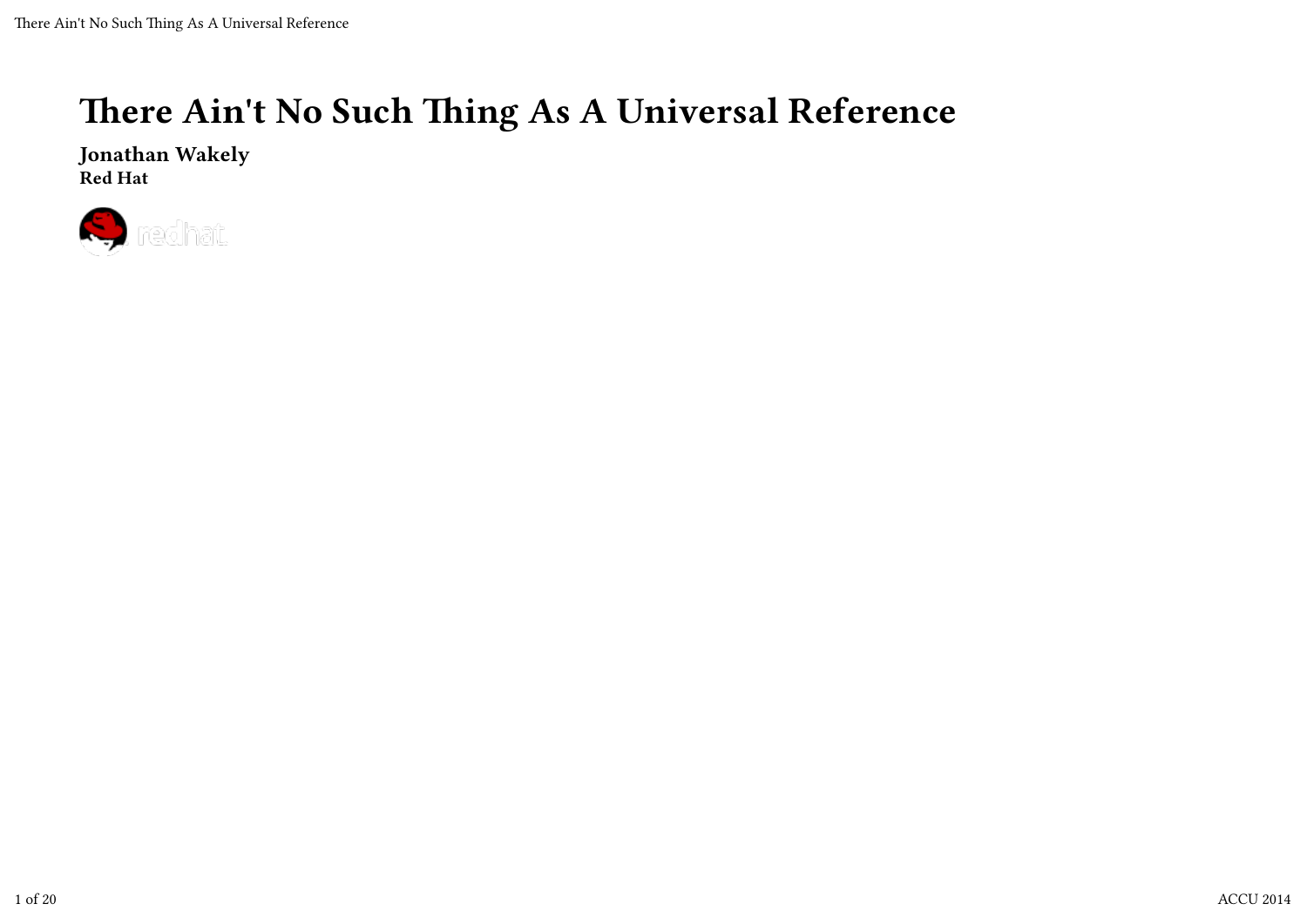# There Ain't No Such Thing As A Universal Reference

**Jonathan Wakely**
**Red Hat**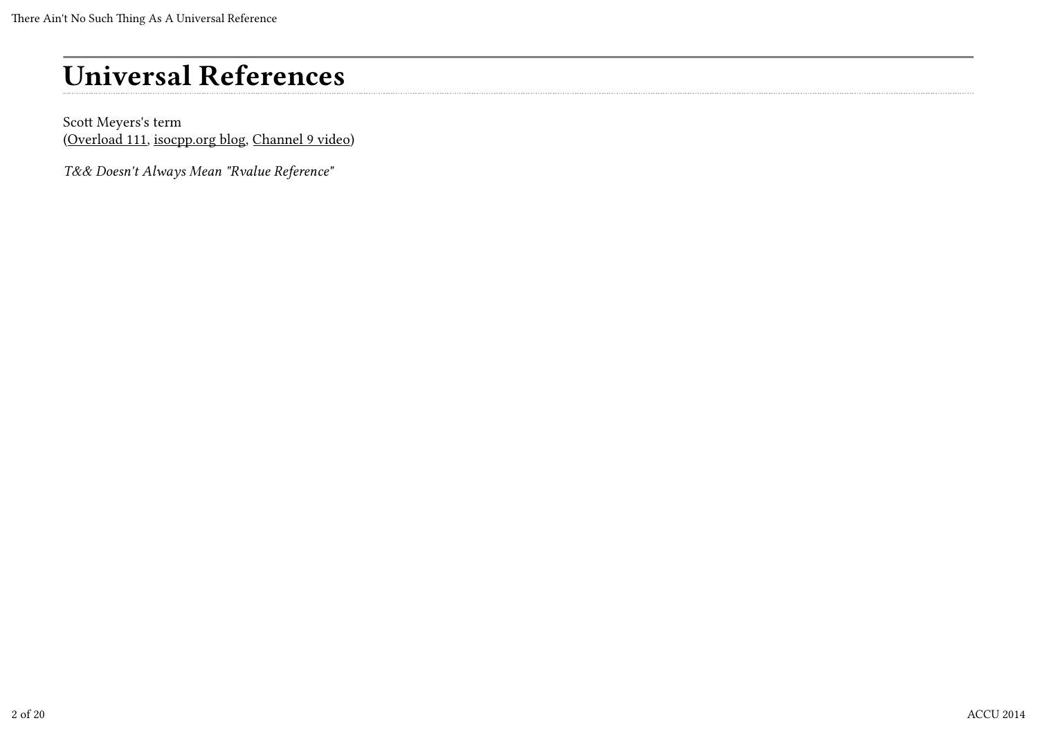# Universal References

Scott Meyers's term
(Overload 111, isocpp.org blog, Channel 9 video)

*T&& Doesn't Always Mean "Rvalue Reference"*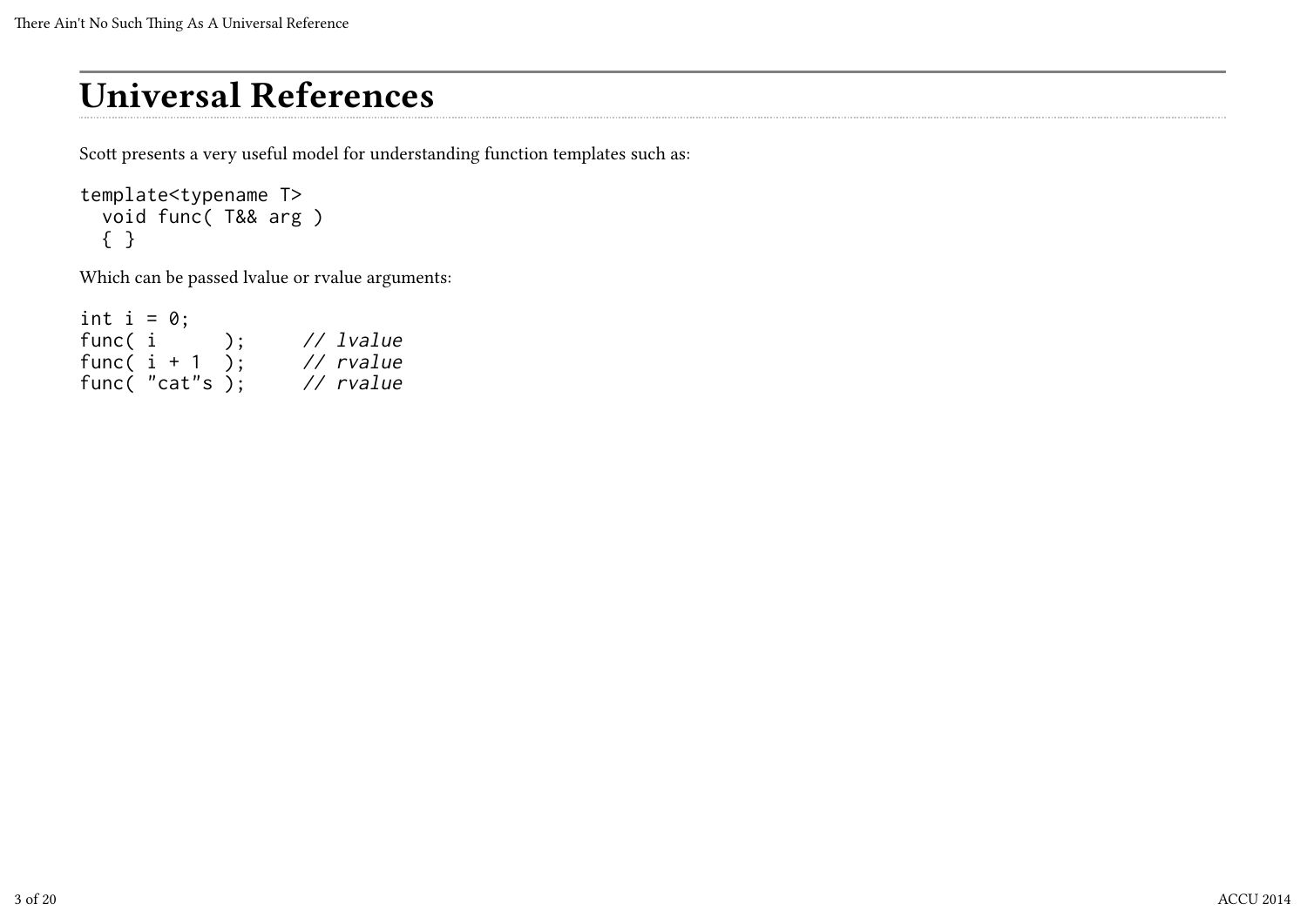# Universal References

Scott presents a very useful model for understanding function templates such as:

```
template<typename T>
  void func( T&& arg )
  { }
```

Which can be passed lvalue or rvalue arguments:

```
int i = 0;
func( i      );     // lvalue
func( i + 1  );     // rvalue
func( "cat"s );     // rvalue
```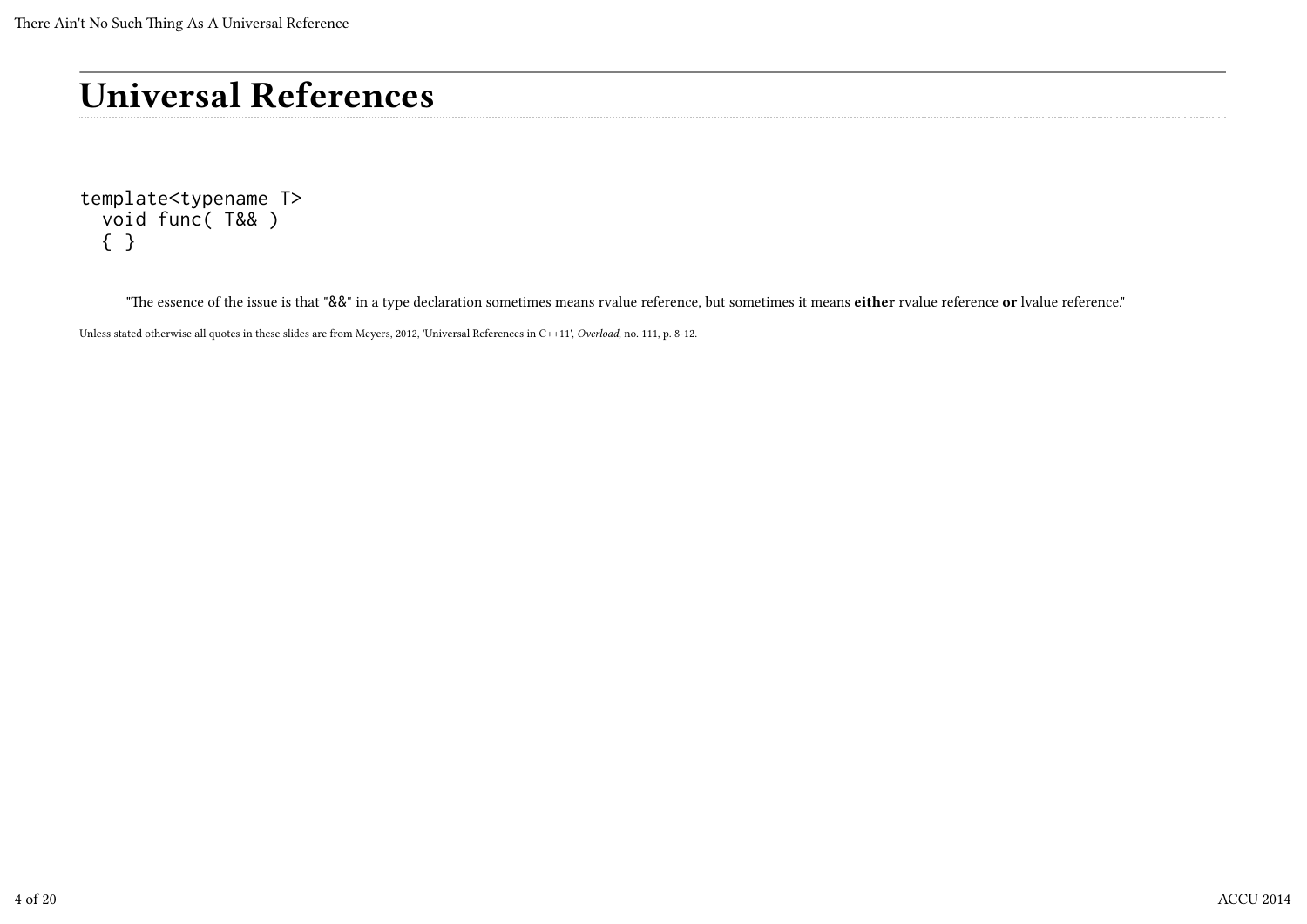# Universal References

```
template<typename T>
  void func( T&& )
  { }
```

> "The essence of the issue is that "&&" in a type declaration sometimes means rvalue reference, but sometimes it means **either** rvalue reference **or** lvalue reference."

Unless stated otherwise all quotes in these slides are from Meyers, 2012, 'Universal References in C++11', *Overload*, no. 111, p. 8-12.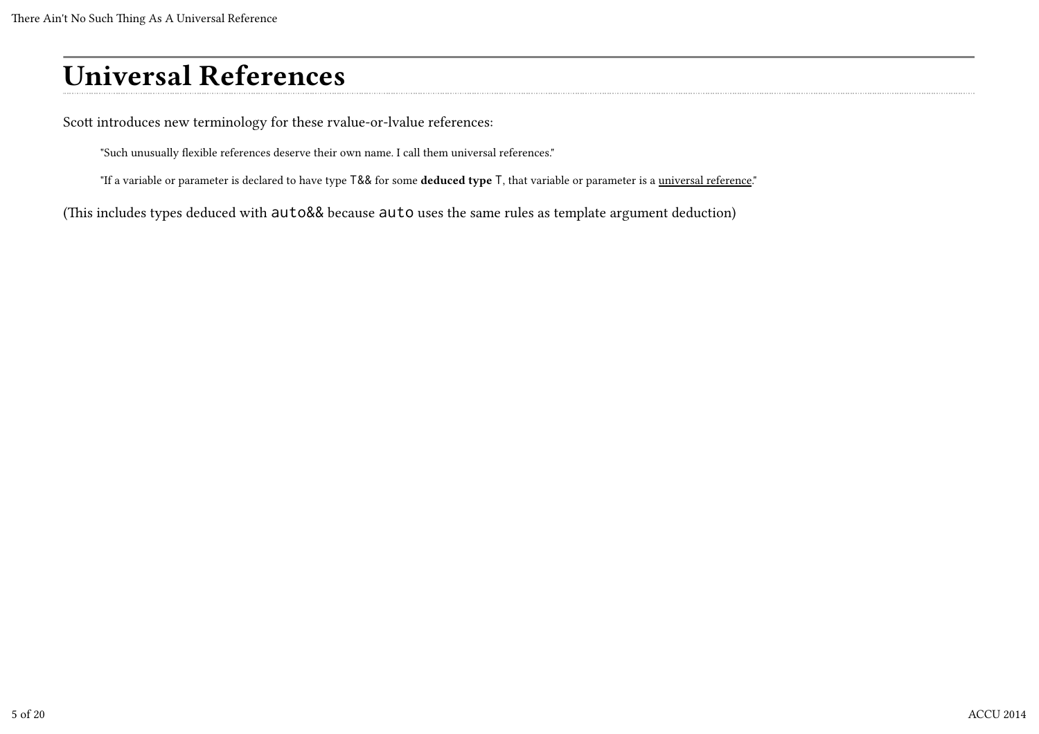# Universal References

Scott introduces new terminology for these rvalue-or-lvalue references:

> "Such unusually flexible references deserve their own name. I call them universal references."
>
> "If a variable or parameter is declared to have type `T&&` for some **deduced type** `T`, that variable or parameter is a universal reference."

(This includes types deduced with `auto&&` because `auto` uses the same rules as template argument deduction)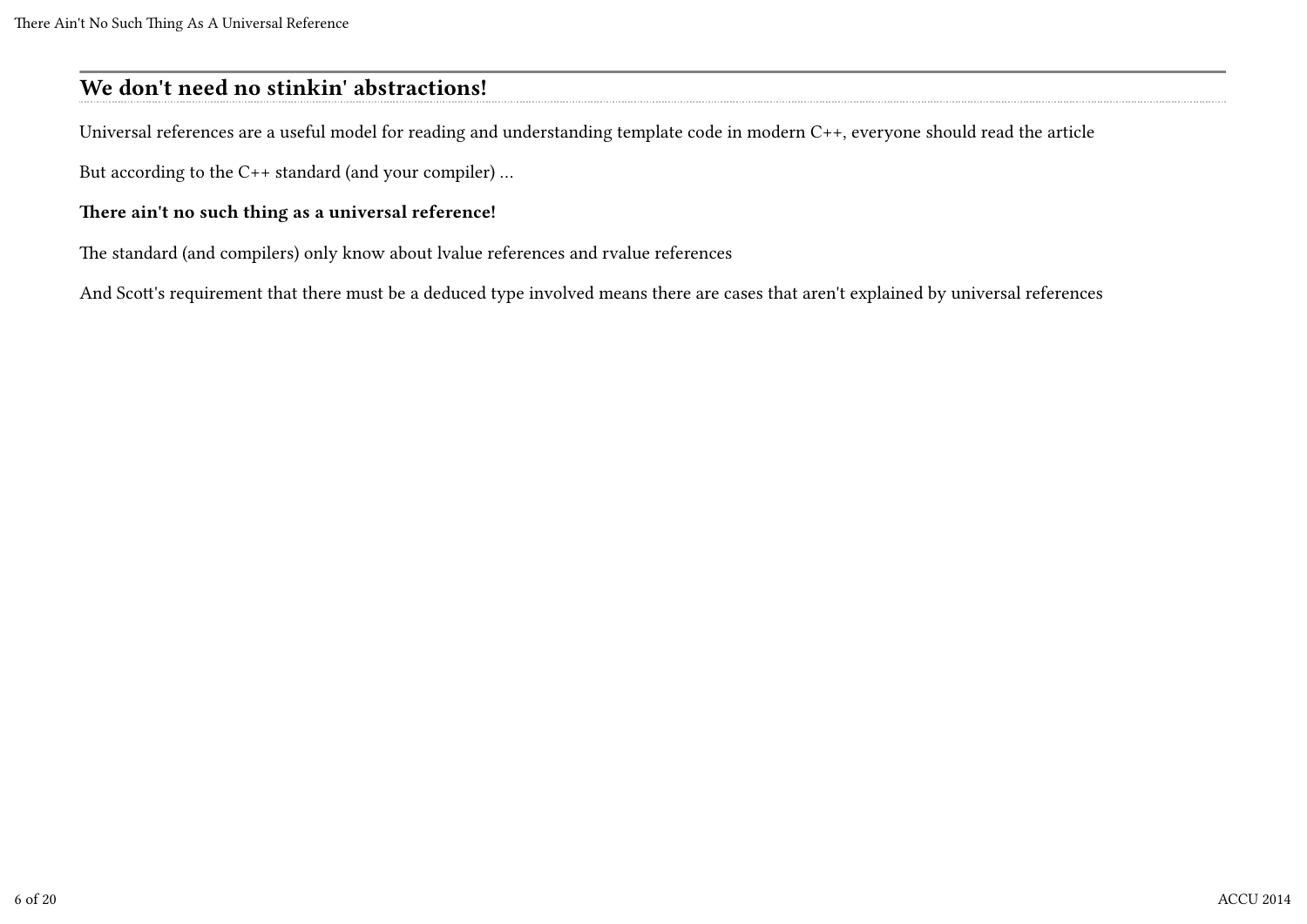## We don't need no stinkin' abstractions!

Universal references are a useful model for reading and understanding template code in modern C++, everyone should read the article

But according to the C++ standard (and your compiler) ...

**There ain't no such thing as a universal reference!**

The standard (and compilers) only know about lvalue references and rvalue references

And Scott's requirement that there must be a deduced type involved means there are cases that aren't explained by universal references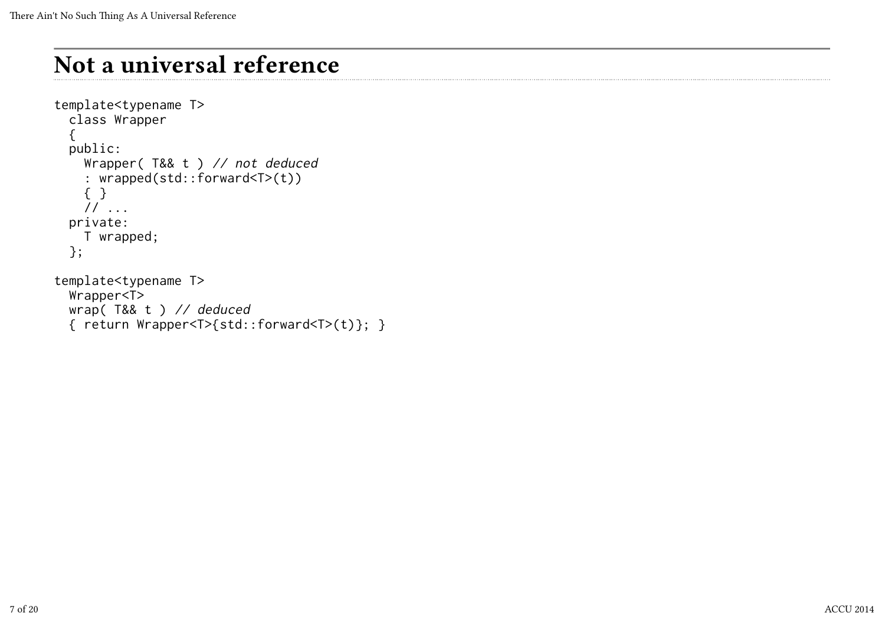# Not a universal reference

```
template<typename T>
  class Wrapper
  {
  public:
    Wrapper( T&& t ) // not deduced
    : wrapped(std::forward<T>(t))
    { }
    // ...
  private:
    T wrapped;
  };

template<typename T>
  Wrapper<T>
  wrap( T&& t ) // deduced
  { return Wrapper<T>{std::forward<T>(t)}; }
```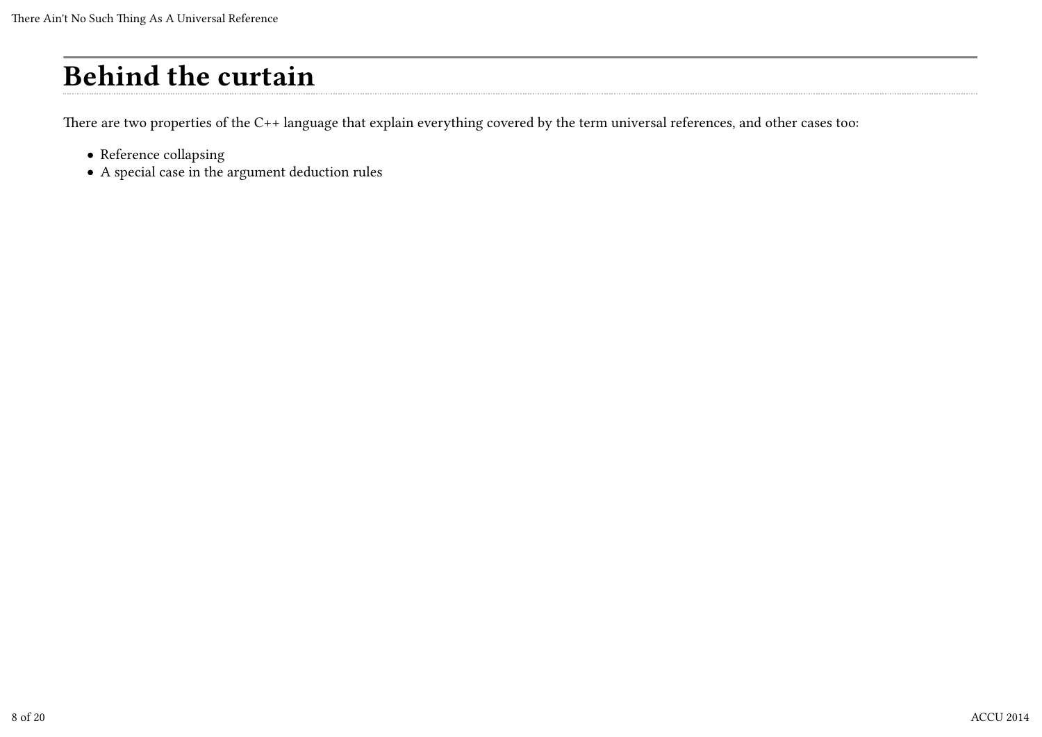# Behind the curtain

There are two properties of the C++ language that explain everything covered by the term universal references, and other cases too:

- Reference collapsing
- A special case in the argument deduction rules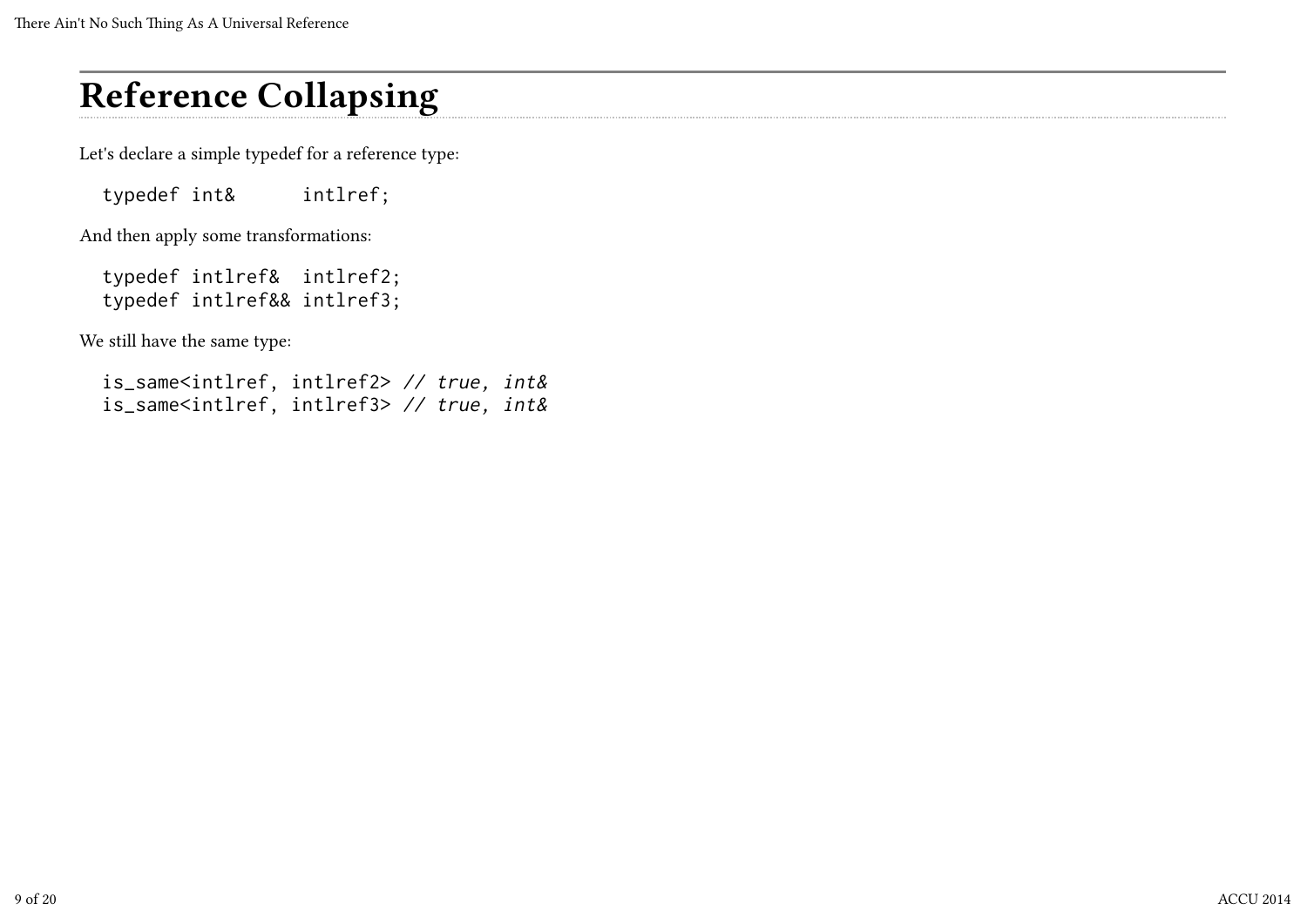# Reference Collapsing

Let's declare a simple typedef for a reference type:

```
typedef int&      intlref;
```

And then apply some transformations:

```
typedef intlref&  intlref2;
typedef intlref&& intlref3;
```

We still have the same type:

```
is_same<intlref, intlref2> // true, int&
is_same<intlref, intlref3> // true, int&
```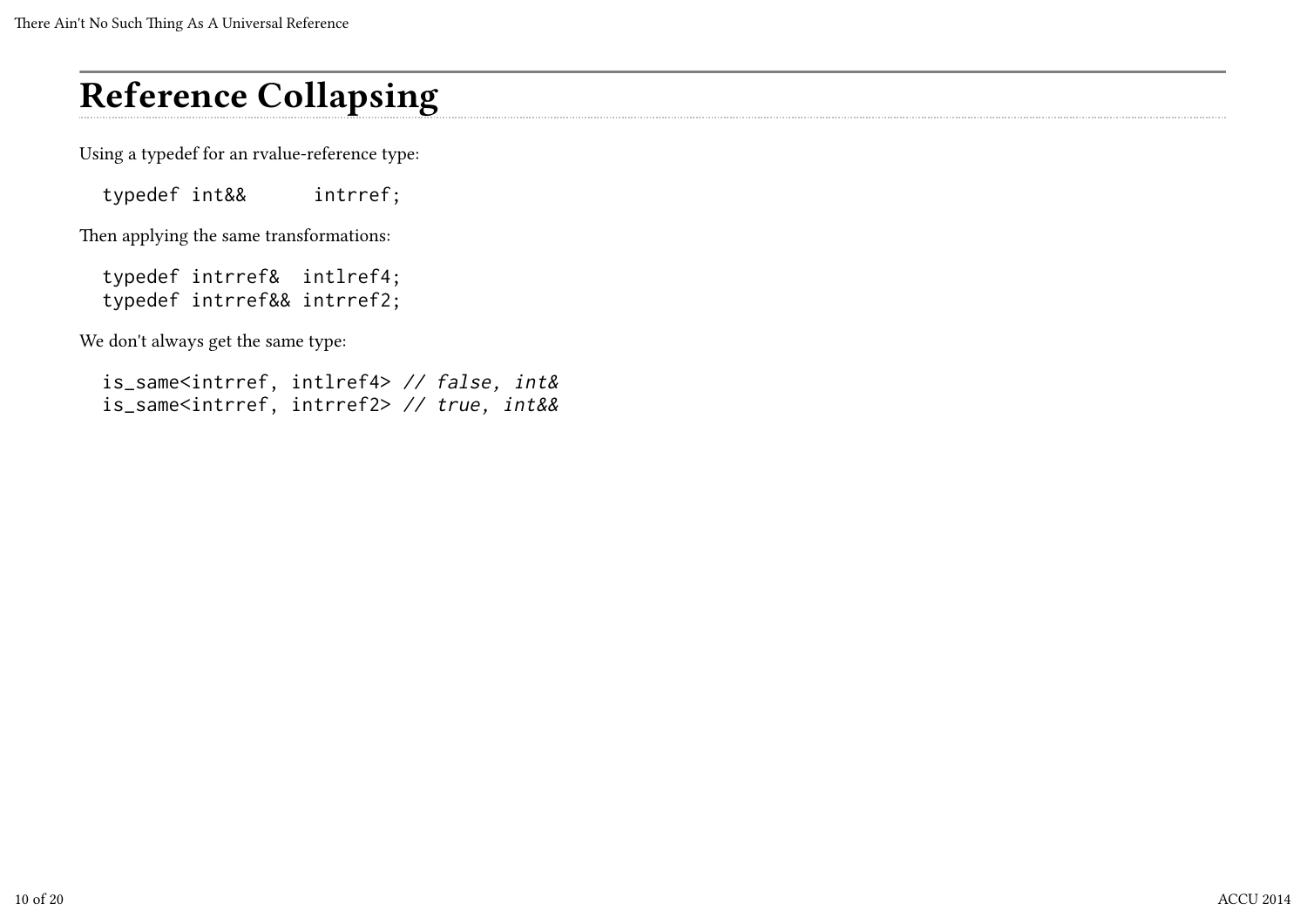# Reference Collapsing

Using a typedef for an rvalue-reference type:

```
typedef int&&      intrref;
```

Then applying the same transformations:

```
typedef intrref&  intlref4;
typedef intrref&& intrref2;
```

We don't always get the same type:

```
is_same<intrref, intlref4> // false, int&
is_same<intrref, intrref2> // true, int&&
```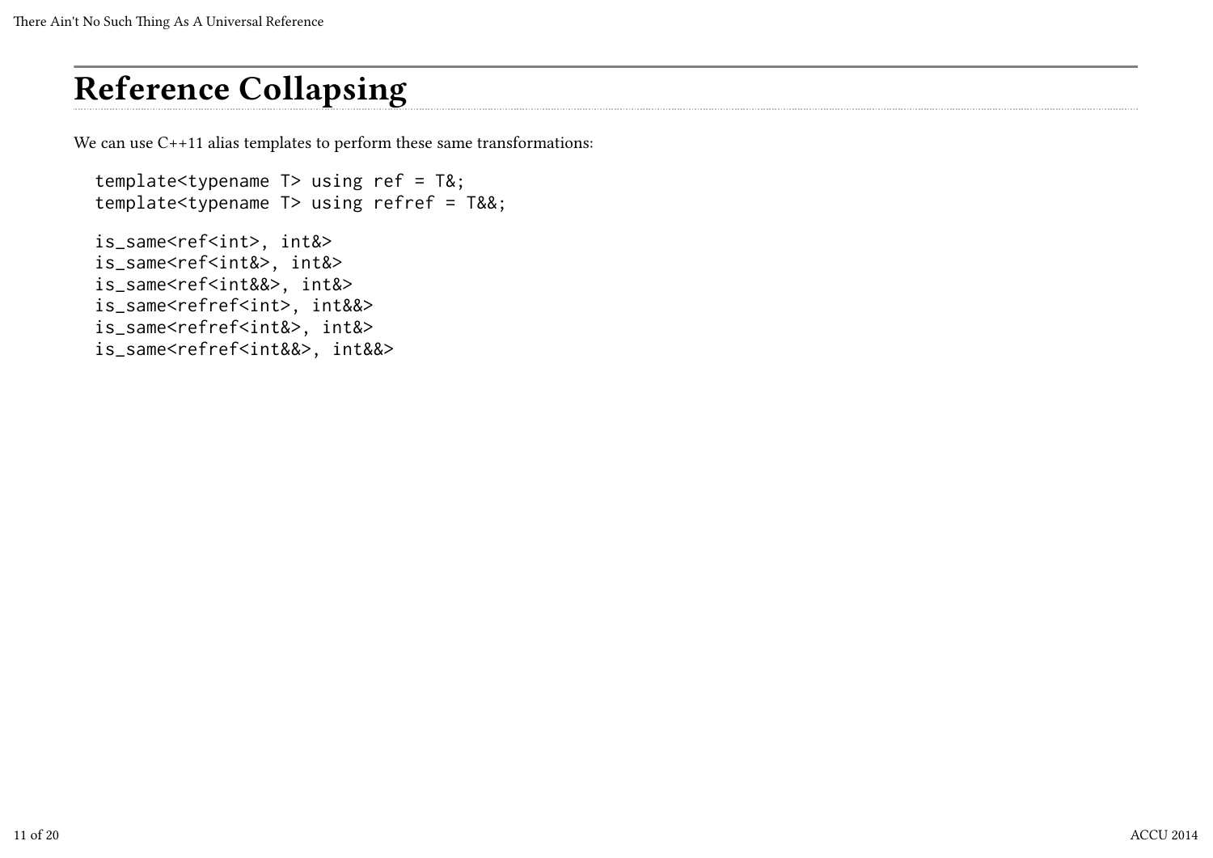# Reference Collapsing

We can use C++11 alias templates to perform these same transformations:

```
template<typename T> using ref = T&;
template<typename T> using refref = T&&;
```

```
is_same<ref<int>, int&>
is_same<ref<int&>, int&>
is_same<ref<int&&>, int&>
is_same<refref<int>, int&&>
is_same<refref<int&>, int&>
is_same<refref<int&&>, int&&>
```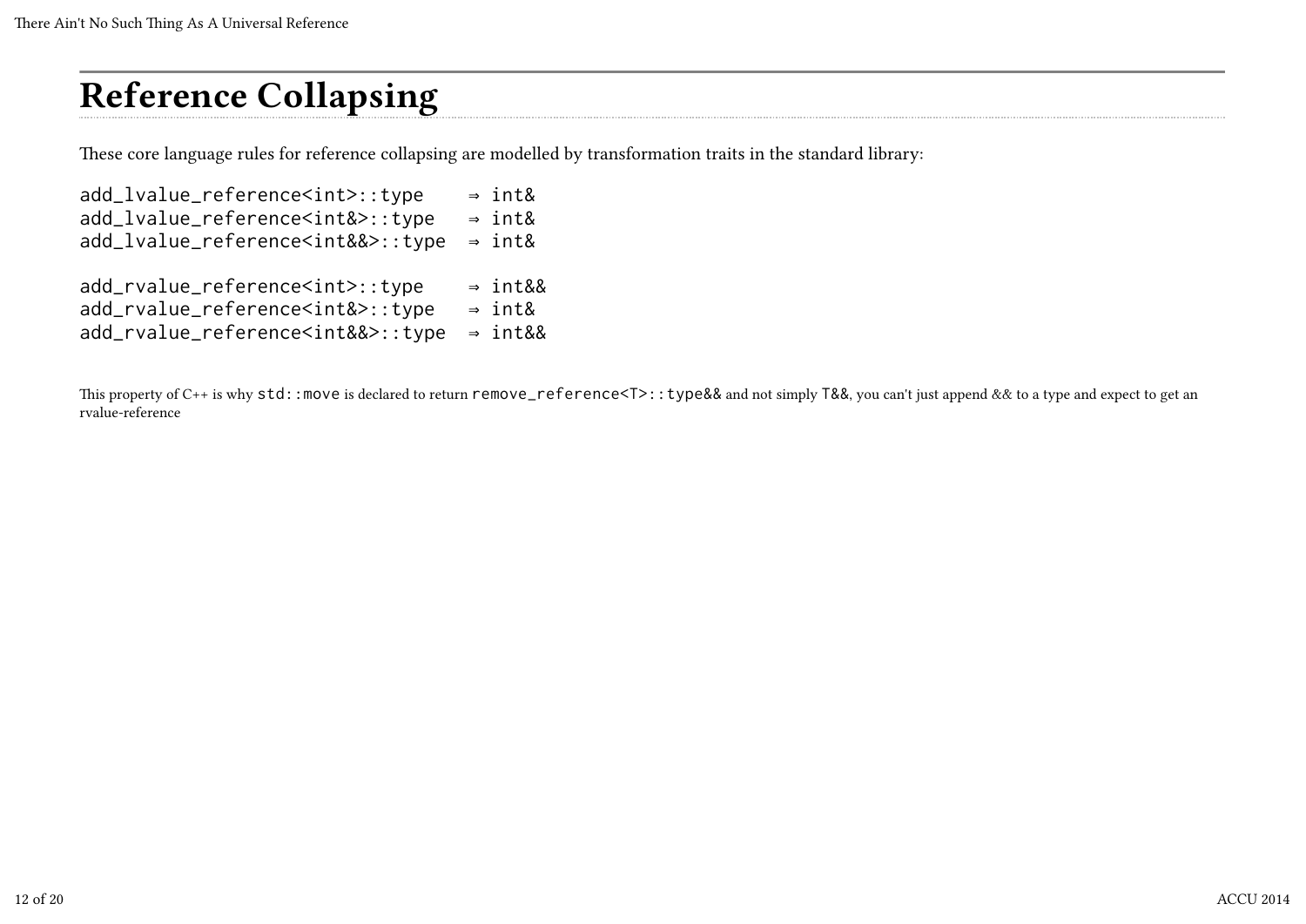# Reference Collapsing

These core language rules for reference collapsing are modelled by transformation traits in the standard library:

```
add_lvalue_reference<int>::type    ⇒ int&
add_lvalue_reference<int&>::type   ⇒ int&
add_lvalue_reference<int&&>::type  ⇒ int&

add_rvalue_reference<int>::type    ⇒ int&&
add_rvalue_reference<int&>::type   ⇒ int&
add_rvalue_reference<int&&>::type  ⇒ int&&
```

This property of C++ is why `std::move` is declared to return `remove_reference<T>::type&&` and not simply `T&&`, you can't just append && to a type and expect to get an rvalue-reference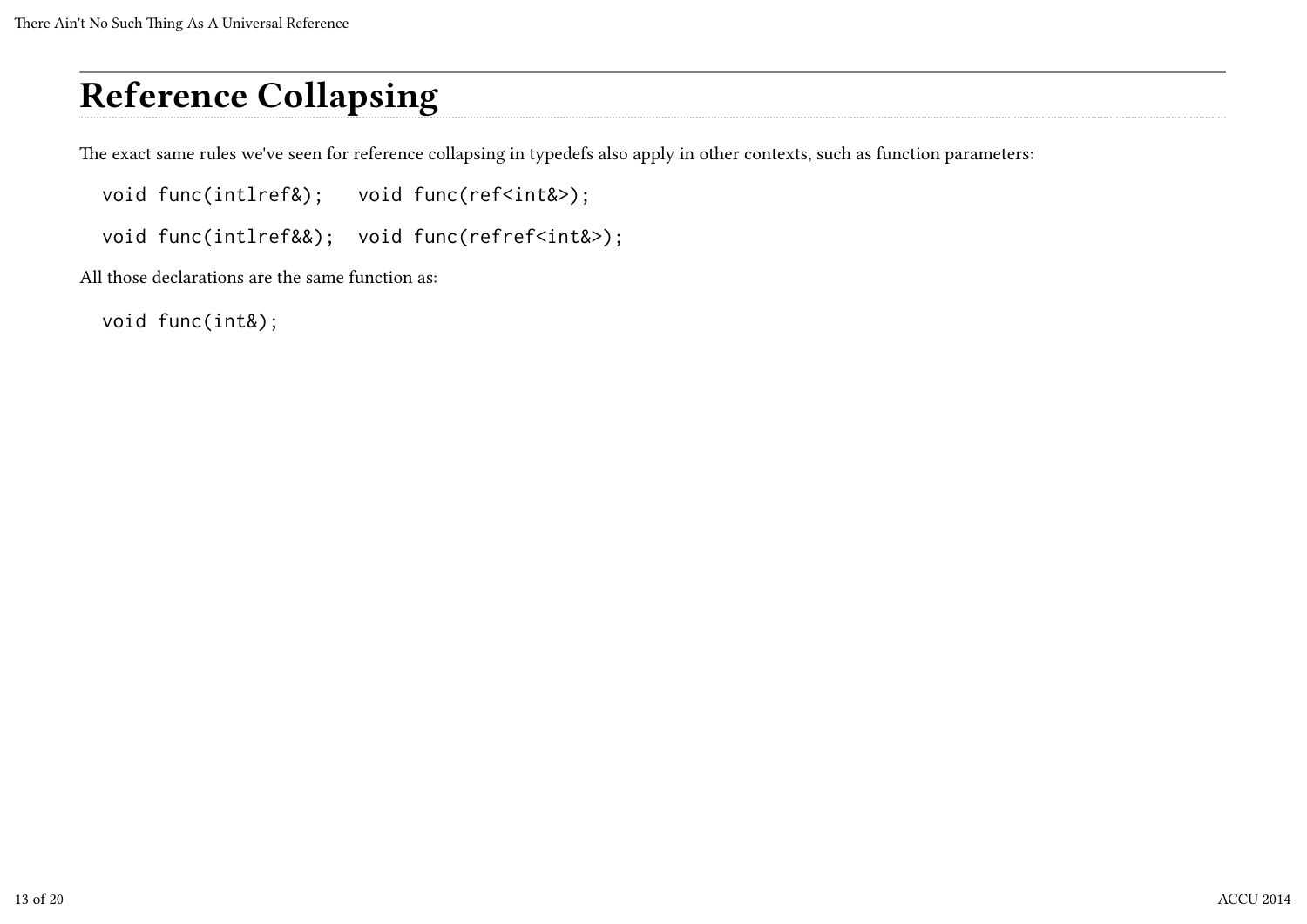# Reference Collapsing

The exact same rules we've seen for reference collapsing in typedefs also apply in other contexts, such as function parameters:

```
void func(intlref&);   void func(ref<int&>);
```

```
void func(intlref&&);  void func(refref<int&>);
```

All those declarations are the same function as:

```
void func(int&);
```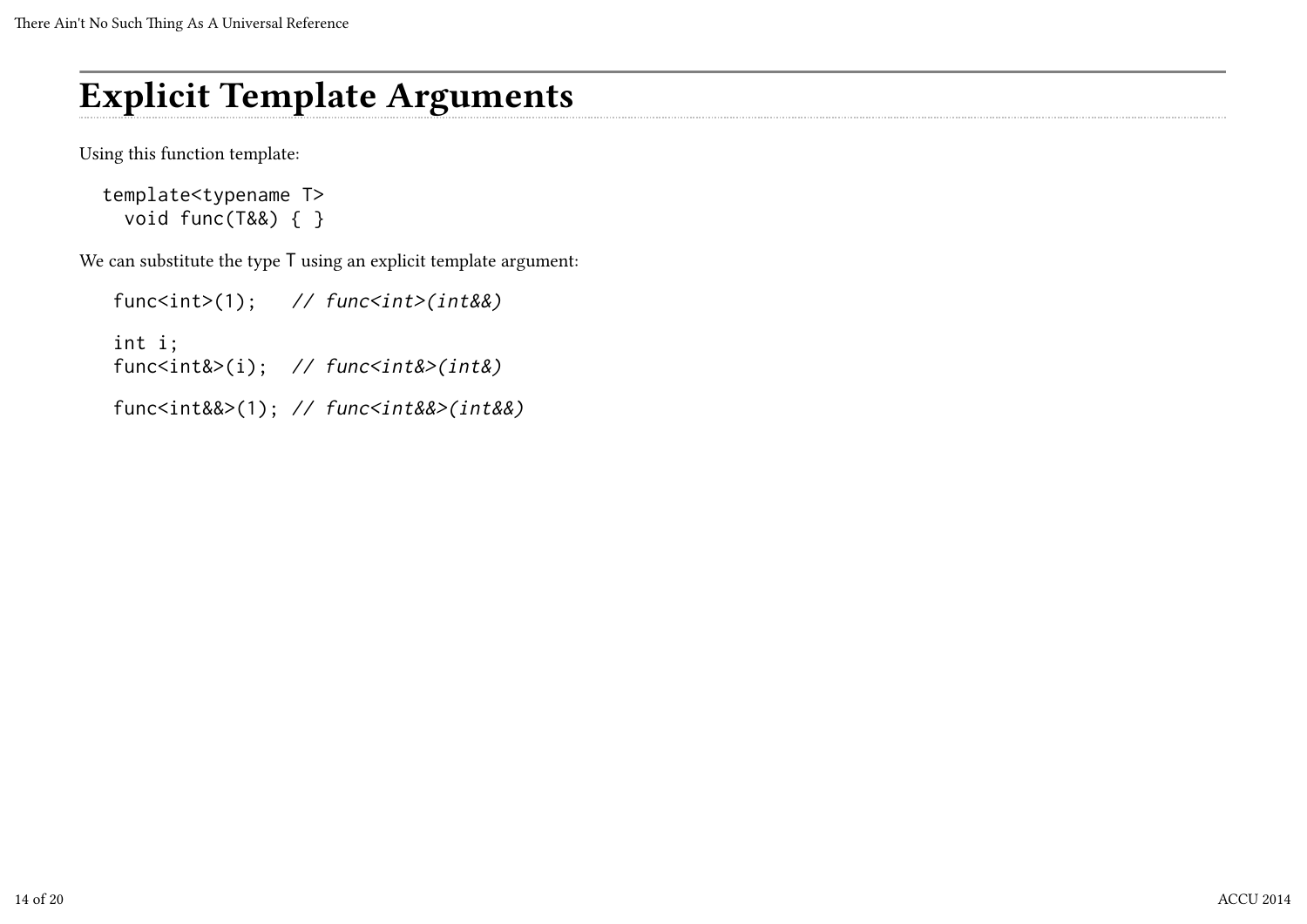# Explicit Template Arguments

Using this function template:

```
template<typename T>
  void func(T&&) { }
```

We can substitute the type T using an explicit template argument:

```
func<int>(1);    // func<int>(int&&)

int i;
func<int&>(i);  // func<int&>(int&)

func<int&&>(1); // func<int&&>(int&&)
```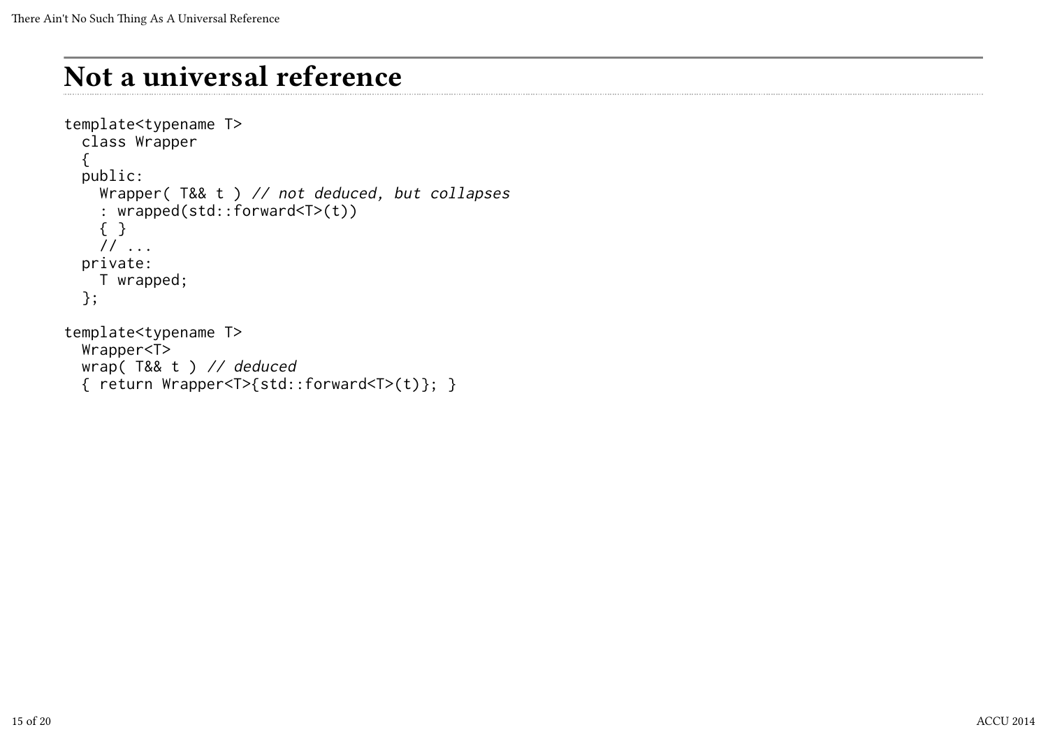# Not a universal reference

```
template<typename T>
  class Wrapper
  {
  public:
    Wrapper( T&& t ) // not deduced, but collapses
    : wrapped(std::forward<T>(t))
    { }
    // ...
  private:
    T wrapped;
  };

template<typename T>
  Wrapper<T>
  wrap( T&& t ) // deduced
  { return Wrapper<T>{std::forward<T>(t)}; }
```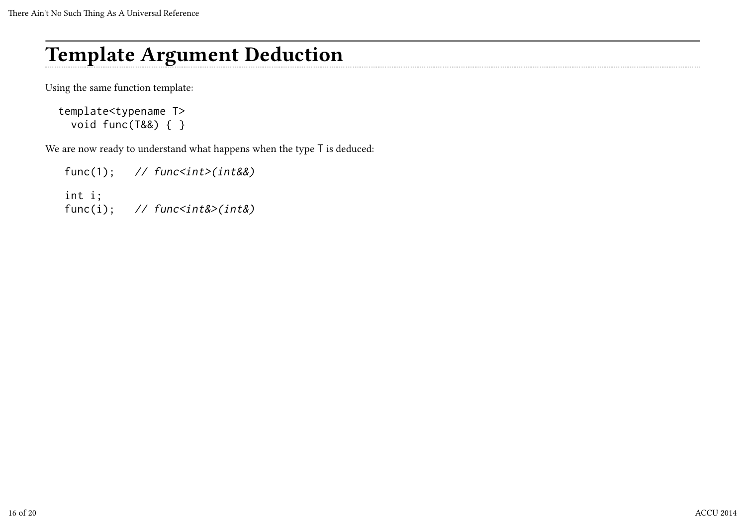# Template Argument Deduction

Using the same function template:

```
template<typename T>
  void func(T&&) { }
```

We are now ready to understand what happens when the type `T` is deduced:

```
func(1);   // func<int>(int&&)

int i;
func(i);   // func<int&>(int&)
```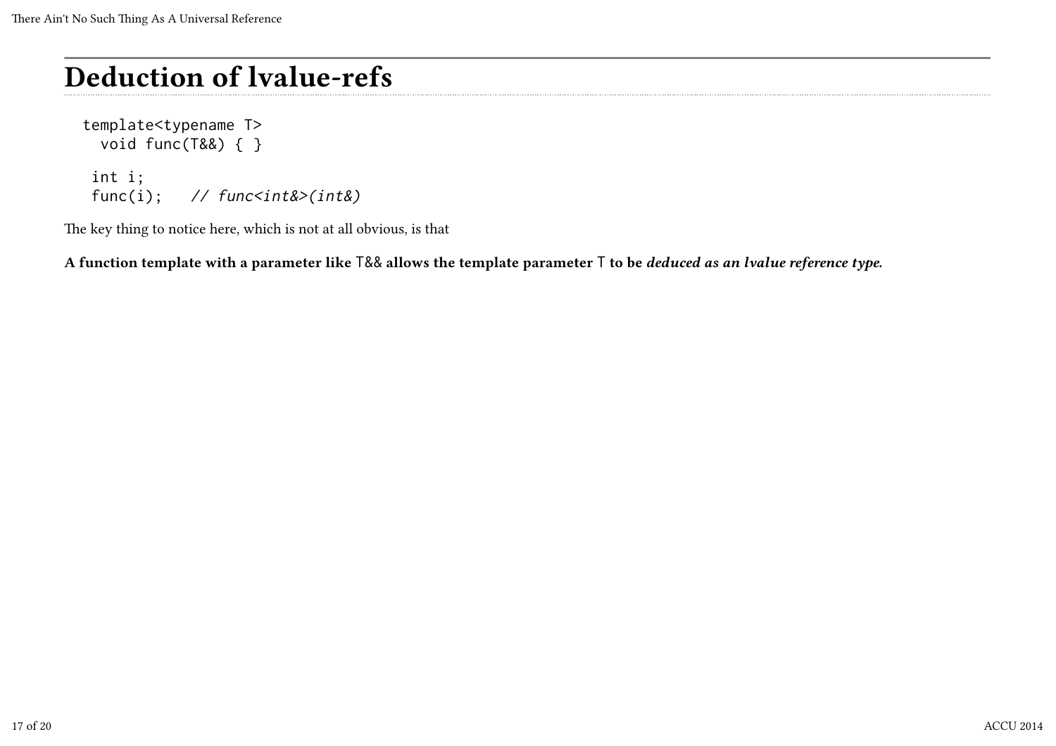# Deduction of lvalue-refs

```
template<typename T>
  void func(T&&) { }

 int i;
 func(i);   // func<int&>(int&)
```

The key thing to notice here, which is not at all obvious, is that

**A function template with a parameter like `T&&` allows the template parameter `T` to be *deduced as an lvalue reference type.***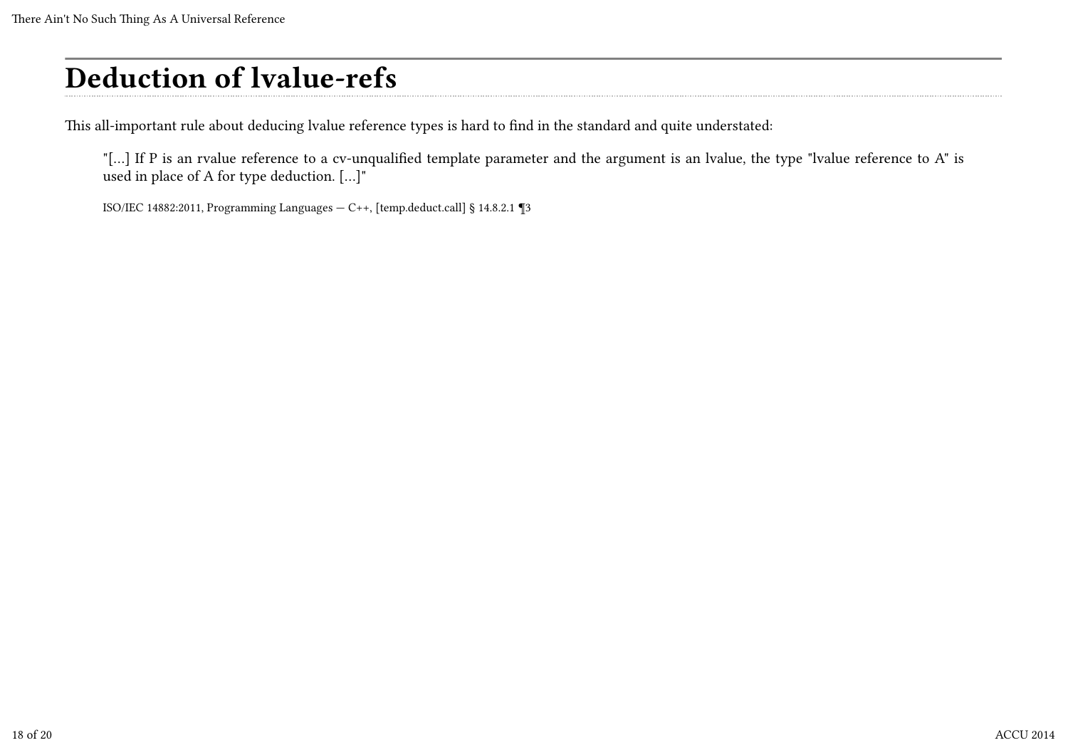# Deduction of lvalue-refs

This all-important rule about deducing lvalue reference types is hard to find in the standard and quite understated:

> "[...] If P is an rvalue reference to a cv-unqualified template parameter and the argument is an lvalue, the type "lvalue reference to A" is used in place of A for type deduction. [...]"
>
> ISO/IEC 14882:2011, Programming Languages — C++, [temp.deduct.call] § 14.8.2.1 ¶3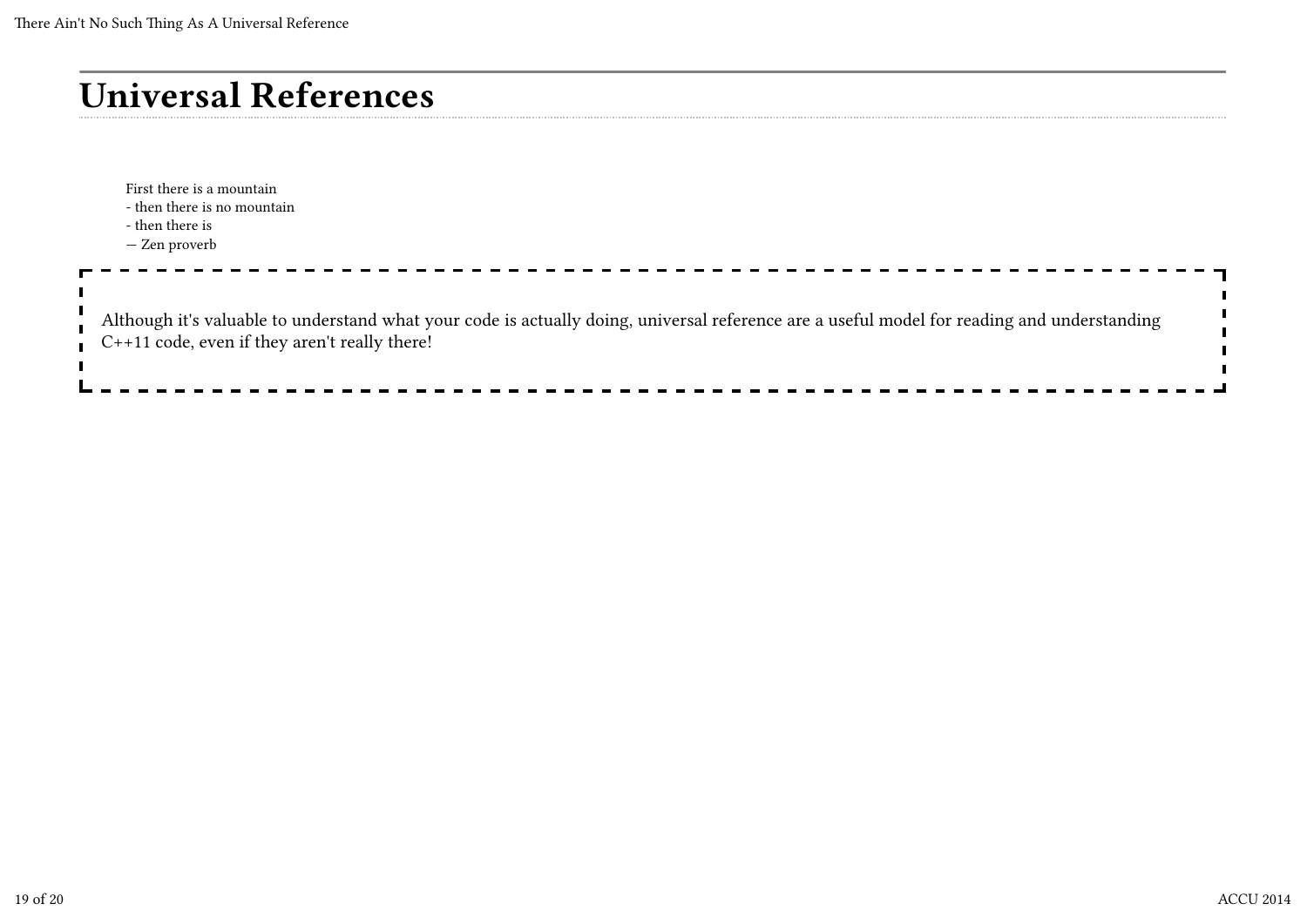# Universal References

> First there is a mountain
> - then there is no mountain
> - then there is
> — Zen proverb

Although it's valuable to understand what your code is actually doing, universal reference are a useful model for reading and understanding C++11 code, even if they aren't really there!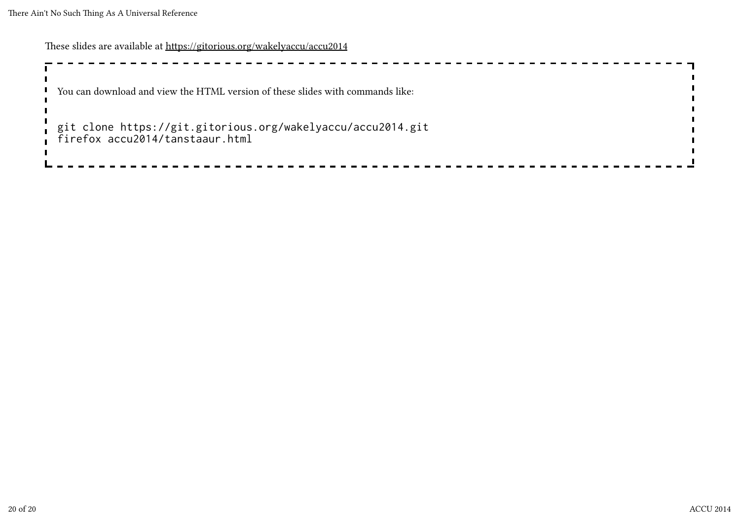These slides are available at [https://gitorious.org/wakelyaccu/accu2014](https://gitorious.org/wakelyaccu/accu2014)

You can download and view the HTML version of these slides with commands like:

```
git clone https://git.gitorious.org/wakelyaccu/accu2014.git
firefox accu2014/tanstaaur.html
```